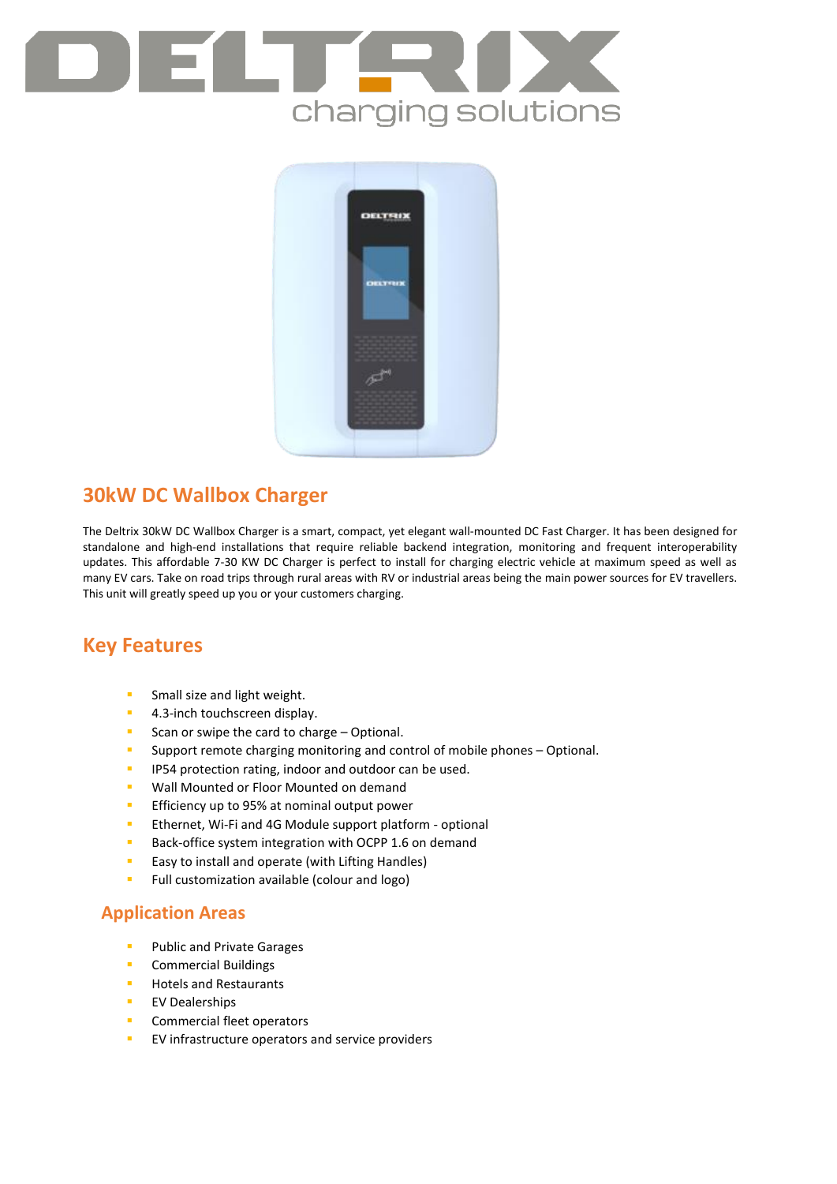DELTRIX
charging solutions

## 30kW DC Wallbox Charger

The Deltrix 30kW DC Wallbox Charger is a smart, compact, yet elegant wall-mounted DC Fast Charger. It has been designed for standalone and high-end installations that require reliable backend integration, monitoring and frequent interoperability updates. This affordable 7-30 KW DC Charger is perfect to install for charging electric vehicle at maximum speed as well as many EV cars. Take on road trips through rural areas with RV or industrial areas being the main power sources for EV travellers. This unit will greatly speed up you or your customers charging.

## Key Features

- Small size and light weight.
- 4.3-inch touchscreen display.
- Scan or swipe the card to charge – Optional.
- Support remote charging monitoring and control of mobile phones – Optional.
- IP54 protection rating, indoor and outdoor can be used.
- Wall Mounted or Floor Mounted on demand
- Efficiency up to 95% at nominal output power
- Ethernet, Wi-Fi and 4G Module support platform - optional
- Back-office system integration with OCPP 1.6 on demand
- Easy to install and operate (with Lifting Handles)
- Full customization available (colour and logo)

## Application Areas

- Public and Private Garages
- Commercial Buildings
- Hotels and Restaurants
- EV Dealerships
- Commercial fleet operators
- EV infrastructure operators and service providers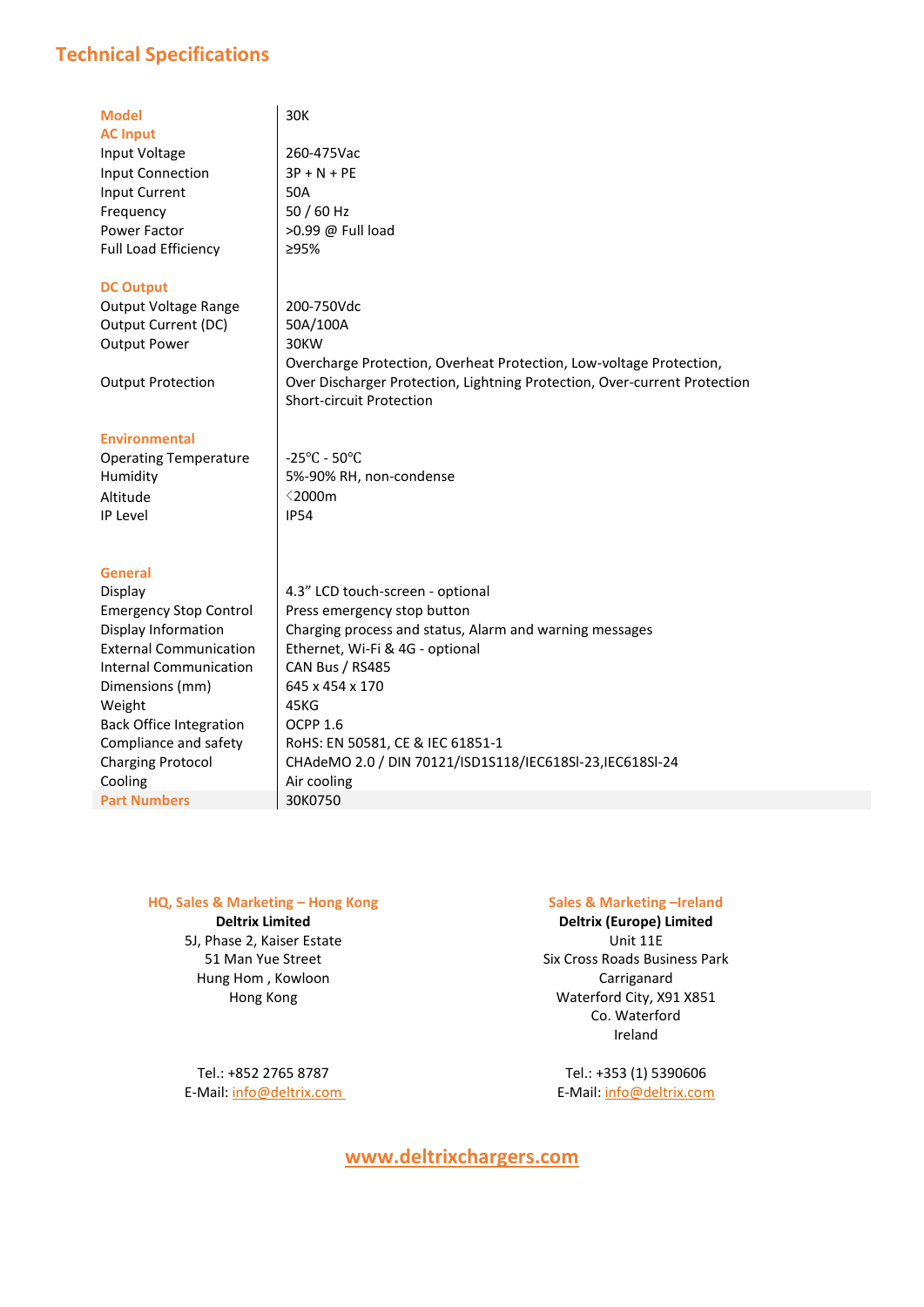## Technical Specifications

| | |
|---|---|
| **Model** | 30K |
| **AC Input** | |
| Input Voltage | 260-475Vac |
| Input Connection | 3P + N + PE |
| Input Current | 50A |
| Frequency | 50 / 60 Hz |
| Power Factor | >0.99 @ Full load |
| Full Load Efficiency | ≥95% |
| | |
| **DC Output** | |
| Output Voltage Range | 200-750Vdc |
| Output Current (DC) | 50A/100A |
| Output Power | 30KW |
| Output Protection | Overcharge Protection, Overheat Protection, Low-voltage Protection, Over Discharger Protection, Lightning Protection, Over-current Protection Short-circuit Protection |
| | |
| **Environmental** | |
| Operating Temperature | -25℃ - 50℃ |
| Humidity | 5%-90% RH, non-condense |
| Altitude | ＜2000m |
| IP Level | IP54 |
| | |
| **General** | |
| Display | 4.3" LCD touch-screen - optional |
| Emergency Stop Control | Press emergency stop button |
| Display Information | Charging process and status, Alarm and warning messages |
| External Communication | Ethernet, Wi-Fi & 4G - optional |
| Internal Communication | CAN Bus / RS485 |
| Dimensions (mm) | 645 x 454 x 170 |
| Weight | 45KG |
| Back Office Integration | OCPP 1.6 |
| Compliance and safety | RoHS: EN 50581, CE & IEC 61851-1 |
| Charging Protocol | CHAdeMO 2.0 / DIN 70121/ISD1S118/IEC618Sl-23,IEC618Sl-24 |
| Cooling | Air cooling |
| **Part Numbers** | 30K0750 |

**HQ, Sales & Marketing – Hong Kong**

**Deltrix Limited**
5J, Phase 2, Kaiser Estate
51 Man Yue Street
Hung Hom , Kowloon
Hong Kong

Tel.: +852 2765 8787
E-Mail: info@deltrix.com

**Sales & Marketing –Ireland**

**Deltrix (Europe) Limited**
Unit 11E
Six Cross Roads Business Park
Carriganard
Waterford City, X91 X851
Co. Waterford
Ireland

Tel.: +353 (1) 5390606
E-Mail: info@deltrix.com

**www.deltrixchargers.com**